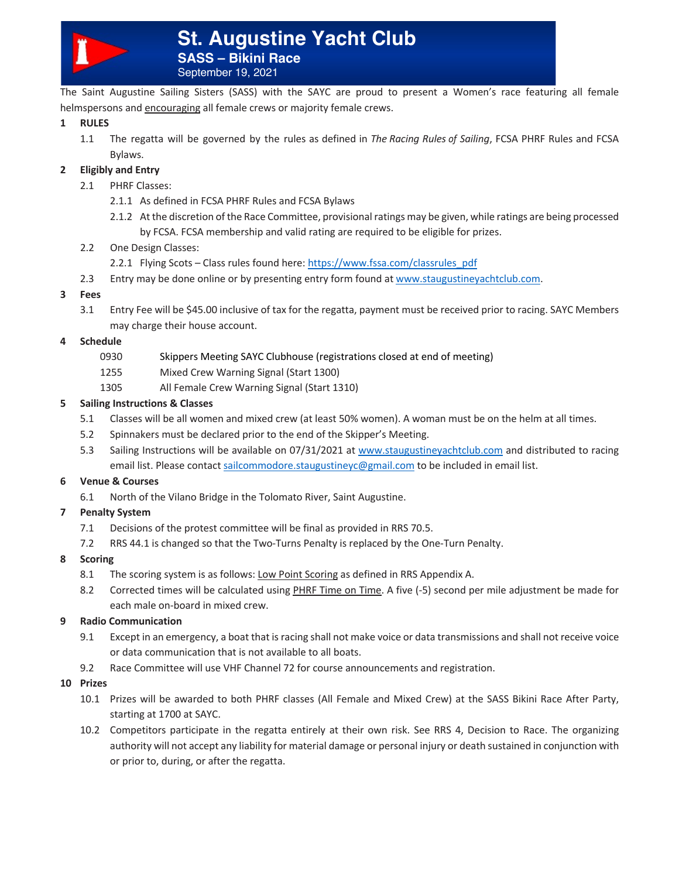# St. Augustine Yacht Club

## SASS – Bikini Race

September 19, 2021

The Saint Augustine Sailing Sisters (SASS) with the SAYC are proud to present a Women's race featuring all female helmspersons and encouraging all female crews or majority female crews.

**1 RULES**

1.1 The regatta will be governed by the rules as defined in *The Racing Rules of Sailing*, FCSA PHRF Rules and FCSA Bylaws.

**2 Eligibly and Entry**

2.1 PHRF Classes:

2.1.1 As defined in FCSA PHRF Rules and FCSA Bylaws

2.1.2 At the discretion of the Race Committee, provisional ratings may be given, while ratings are being processed by FCSA. FCSA membership and valid rating are required to be eligible for prizes.

2.2 One Design Classes:

2.2.1 Flying Scots – Class rules found here: https://www.fssa.com/classrules_pdf

2.3 Entry may be done online or by presenting entry form found at www.staugustineyachtclub.com.

**3 Fees**

3.1 Entry Fee will be $45.00 inclusive of tax for the regatta, payment must be received prior to racing. SAYC Members may charge their house account.

**4 Schedule**

| | |
|---|---|
| 0930 | Skippers Meeting SAYC Clubhouse (registrations closed at end of meeting) |
| 1255 | Mixed Crew Warning Signal (Start 1300) |
| 1305 | All Female Crew Warning Signal (Start 1310) |

**5 Sailing Instructions & Classes**

5.1 Classes will be all women and mixed crew (at least 50% women). A woman must be on the helm at all times.

5.2 Spinnakers must be declared prior to the end of the Skipper's Meeting.

5.3 Sailing Instructions will be available on 07/31/2021 at www.staugustineyachtclub.com and distributed to racing email list. Please contact sailcommodore.staugustineyc@gmail.com to be included in email list.

**6 Venue & Courses**

6.1 North of the Vilano Bridge in the Tolomato River, Saint Augustine.

**7 Penalty System**

7.1 Decisions of the protest committee will be final as provided in RRS 70.5.

7.2 RRS 44.1 is changed so that the Two-Turns Penalty is replaced by the One-Turn Penalty.

**8 Scoring**

8.1 The scoring system is as follows: Low Point Scoring as defined in RRS Appendix A.

8.2 Corrected times will be calculated using PHRF Time on Time. A five (-5) second per mile adjustment be made for each male on-board in mixed crew.

**9 Radio Communication**

9.1 Except in an emergency, a boat that is racing shall not make voice or data transmissions and shall not receive voice or data communication that is not available to all boats.

9.2 Race Committee will use VHF Channel 72 for course announcements and registration.

**10 Prizes**

10.1 Prizes will be awarded to both PHRF classes (All Female and Mixed Crew) at the SASS Bikini Race After Party, starting at 1700 at SAYC.

10.2 Competitors participate in the regatta entirely at their own risk. See RRS 4, Decision to Race. The organizing authority will not accept any liability for material damage or personal injury or death sustained in conjunction with or prior to, during, or after the regatta.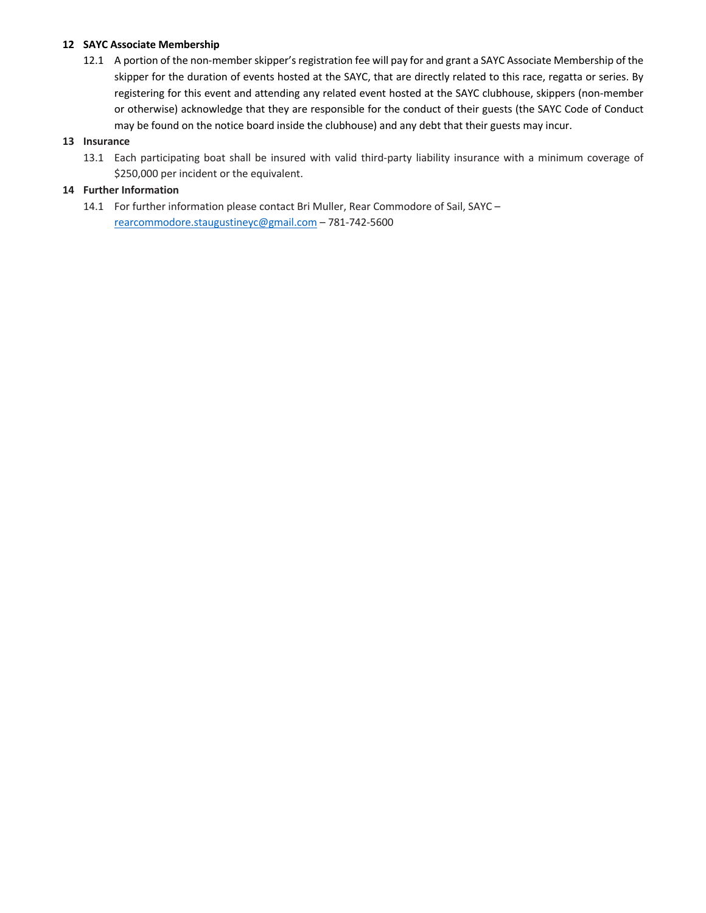## 12 SAYC Associate Membership

12.1 A portion of the non-member skipper's registration fee will pay for and grant a SAYC Associate Membership of the skipper for the duration of events hosted at the SAYC, that are directly related to this race, regatta or series. By registering for this event and attending any related event hosted at the SAYC clubhouse, skippers (non-member or otherwise) acknowledge that they are responsible for the conduct of their guests (the SAYC Code of Conduct may be found on the notice board inside the clubhouse) and any debt that their guests may incur.

## 13 Insurance

13.1 Each participating boat shall be insured with valid third-party liability insurance with a minimum coverage of $250,000 per incident or the equivalent.

## 14 Further Information

14.1 For further information please contact Bri Muller, Rear Commodore of Sail, SAYC – rearcommodore.staugustineyc@gmail.com – 781-742-5600